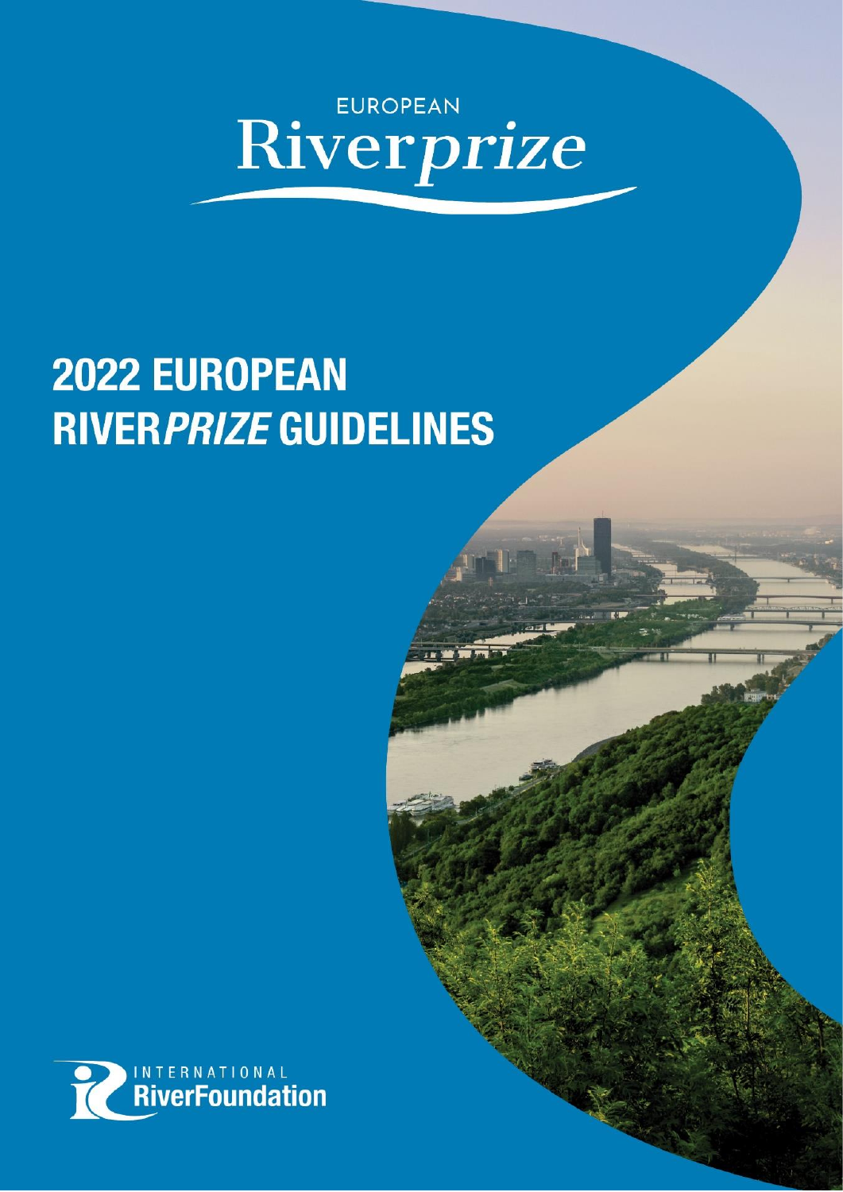EUROPEAN

Riverprize

# 2022 EUROPEAN RIVER*PRIZE* GUIDELINES

INTERNATIONAL RiverFoundation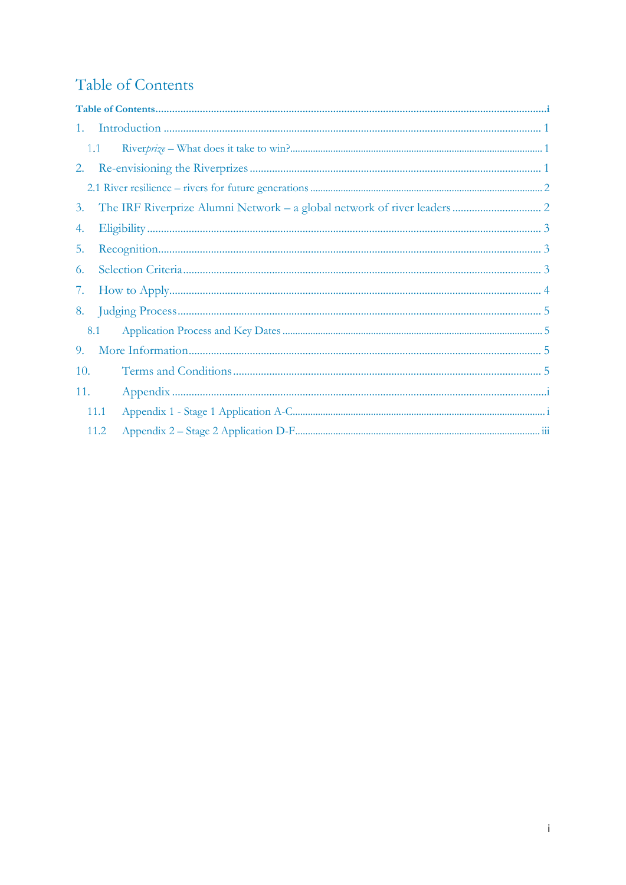# Table of Contents

**Table of Contents** ..... i

1. Introduction ..... 1
   - 1.1 River*prize* – What does it take to win? ..... 1
2. Re-envisioning the Riverprizes ..... 1
   - 2.1 River resilience – rivers for future generations ..... 2
3. The IRF Riverprize Alumni Network – a global network of river leaders ..... 2
4. Eligibility ..... 3
5. Recognition ..... 3
6. Selection Criteria ..... 3
7. How to Apply ..... 4
8. Judging Process ..... 5
   - 8.1 Application Process and Key Dates ..... 5
9. More Information ..... 5
10. Terms and Conditions ..... 5
11. Appendix ..... i
    - 11.1 Appendix 1 - Stage 1 Application A-C ..... i
    - 11.2 Appendix 2 – Stage 2 Application D-F ..... iii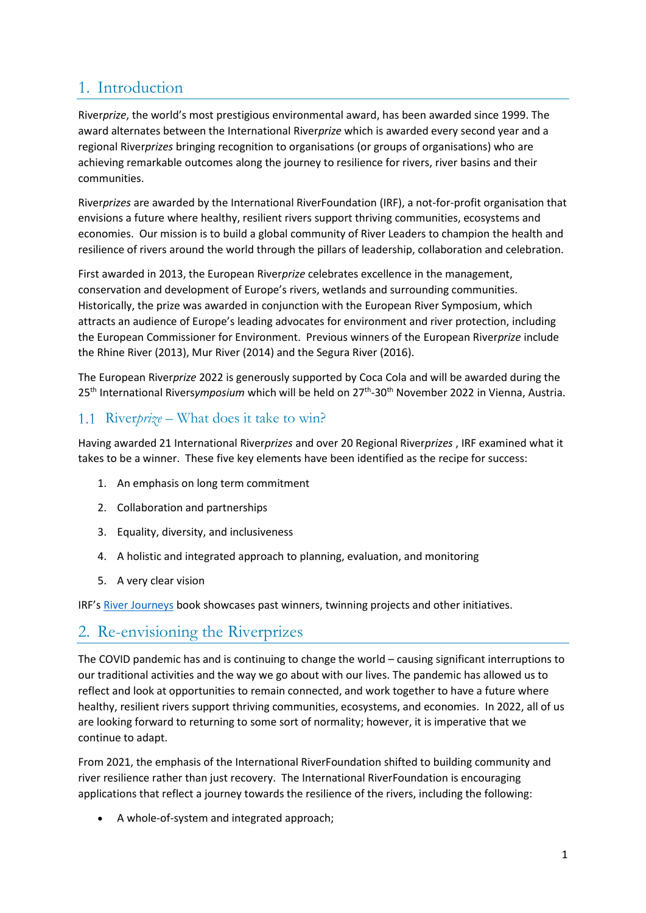# 1. Introduction

River*prize*, the world's most prestigious environmental award, has been awarded since 1999. The award alternates between the International River*prize* which is awarded every second year and a regional River*prizes* bringing recognition to organisations (or groups of organisations) who are achieving remarkable outcomes along the journey to resilience for rivers, river basins and their communities.

River*prizes* are awarded by the International RiverFoundation (IRF), a not-for-profit organisation that envisions a future where healthy, resilient rivers support thriving communities, ecosystems and economies. Our mission is to build a global community of River Leaders to champion the health and resilience of rivers around the world through the pillars of leadership, collaboration and celebration.

First awarded in 2013, the European River*prize* celebrates excellence in the management, conservation and development of Europe's rivers, wetlands and surrounding communities. Historically, the prize was awarded in conjunction with the European River Symposium, which attracts an audience of Europe's leading advocates for environment and river protection, including the European Commissioner for Environment. Previous winners of the European River*prize* include the Rhine River (2013), Mur River (2014) and the Segura River (2016).

The European River*prize* 2022 is generously supported by Coca Cola and will be awarded during the 25th International River*symposium* which will be held on 27th-30th November 2022 in Vienna, Austria.

## 1.1 River*prize* – What does it take to win?

Having awarded 21 International River*prizes* and over 20 Regional River*prizes* , IRF examined what it takes to be a winner. These five key elements have been identified as the recipe for success:

1. An emphasis on long term commitment
2. Collaboration and partnerships
3. Equality, diversity, and inclusiveness
4. A holistic and integrated approach to planning, evaluation, and monitoring
5. A very clear vision

IRF's River Journeys book showcases past winners, twinning projects and other initiatives.

# 2. Re-envisioning the Riverprizes

The COVID pandemic has and is continuing to change the world – causing significant interruptions to our traditional activities and the way we go about with our lives. The pandemic has allowed us to reflect and look at opportunities to remain connected, and work together to have a future where healthy, resilient rivers support thriving communities, ecosystems, and economies. In 2022, all of us are looking forward to returning to some sort of normality; however, it is imperative that we continue to adapt.

From 2021, the emphasis of the International RiverFoundation shifted to building community and river resilience rather than just recovery. The International RiverFoundation is encouraging applications that reflect a journey towards the resilience of the rivers, including the following:

- A whole-of-system and integrated approach;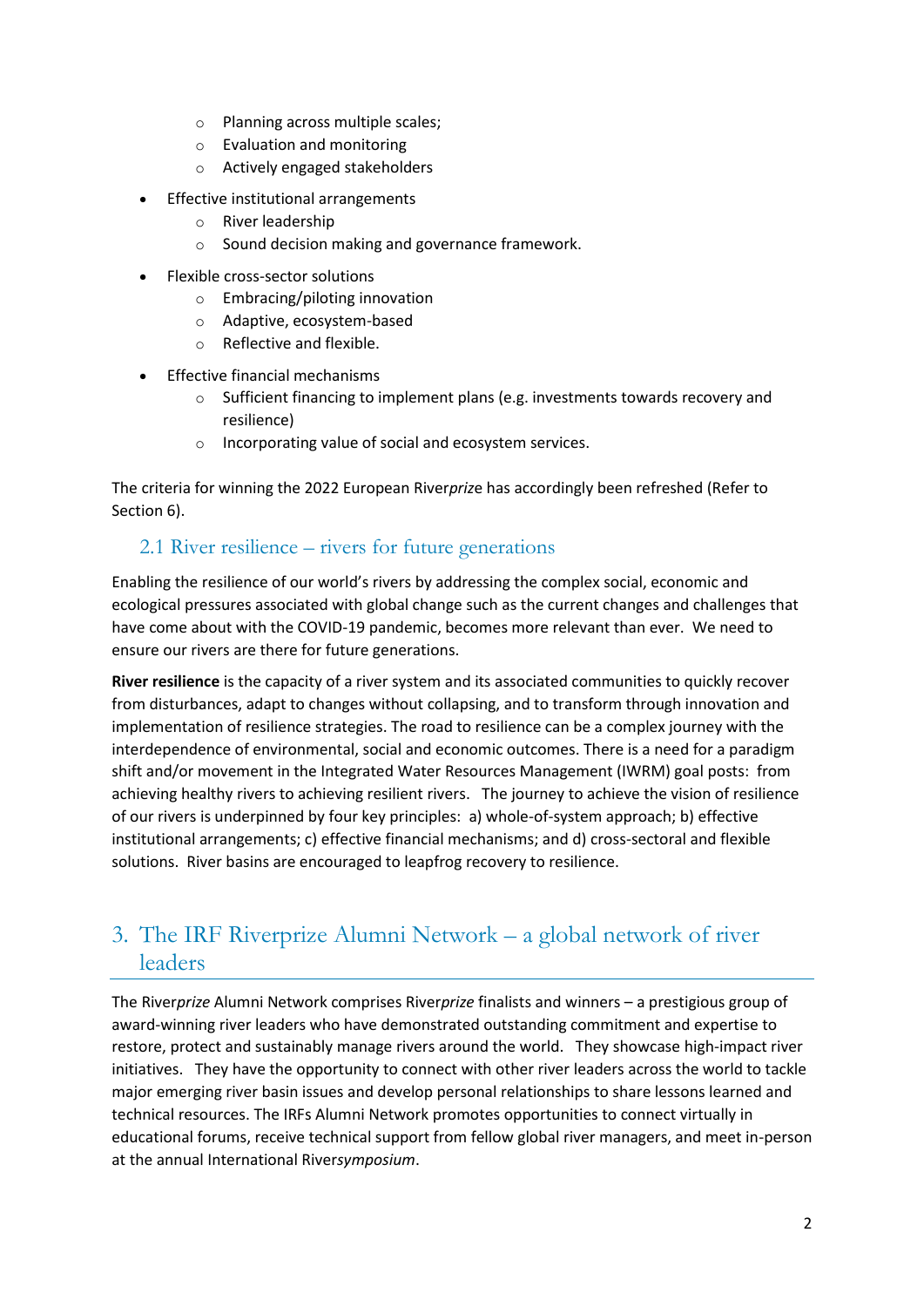- Planning across multiple scales;
    - Evaluation and monitoring
    - Actively engaged stakeholders

- Effective institutional arrangements
    - River leadership
    - Sound decision making and governance framework.

- Flexible cross-sector solutions
    - Embracing/piloting innovation
    - Adaptive, ecosystem-based
    - Reflective and flexible.

- Effective financial mechanisms
    - Sufficient financing to implement plans (e.g. investments towards recovery and resilience)
    - Incorporating value of social and ecosystem services.

The criteria for winning the 2022 European River*prize* has accordingly been refreshed (Refer to Section 6).

## 2.1 River resilience – rivers for future generations

Enabling the resilience of our world's rivers by addressing the complex social, economic and ecological pressures associated with global change such as the current changes and challenges that have come about with the COVID-19 pandemic, becomes more relevant than ever. We need to ensure our rivers are there for future generations.

**River resilience** is the capacity of a river system and its associated communities to quickly recover from disturbances, adapt to changes without collapsing, and to transform through innovation and implementation of resilience strategies. The road to resilience can be a complex journey with the interdependence of environmental, social and economic outcomes. There is a need for a paradigm shift and/or movement in the Integrated Water Resources Management (IWRM) goal posts: from achieving healthy rivers to achieving resilient rivers. The journey to achieve the vision of resilience of our rivers is underpinned by four key principles: a) whole-of-system approach; b) effective institutional arrangements; c) effective financial mechanisms; and d) cross-sectoral and flexible solutions. River basins are encouraged to leapfrog recovery to resilience.

# 3. The IRF Riverprize Alumni Network – a global network of river leaders

The River*prize* Alumni Network comprises River*prize* finalists and winners – a prestigious group of award-winning river leaders who have demonstrated outstanding commitment and expertise to restore, protect and sustainably manage rivers around the world. They showcase high-impact river initiatives. They have the opportunity to connect with other river leaders across the world to tackle major emerging river basin issues and develop personal relationships to share lessons learned and technical resources. The IRFs Alumni Network promotes opportunities to connect virtually in educational forums, receive technical support from fellow global river managers, and meet in-person at the annual International River*symposium*.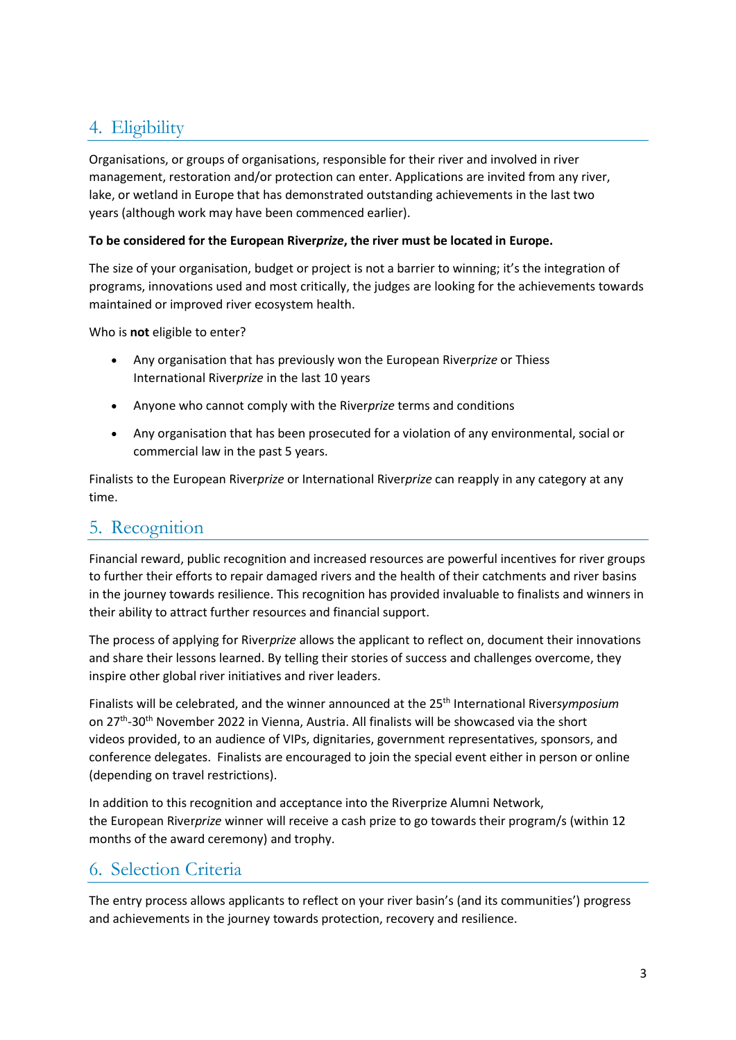## 4. Eligibility

Organisations, or groups of organisations, responsible for their river and involved in river management, restoration and/or protection can enter. Applications are invited from any river, lake, or wetland in Europe that has demonstrated outstanding achievements in the last two years (although work may have been commenced earlier).

**To be considered for the European River*prize*, the river must be located in Europe.**

The size of your organisation, budget or project is not a barrier to winning; it's the integration of programs, innovations used and most critically, the judges are looking for the achievements towards maintained or improved river ecosystem health.

Who is **not** eligible to enter?

- Any organisation that has previously won the European River*prize* or Thiess International River*prize* in the last 10 years
- Anyone who cannot comply with the River*prize* terms and conditions
- Any organisation that has been prosecuted for a violation of any environmental, social or commercial law in the past 5 years.

Finalists to the European River*prize* or International River*prize* can reapply in any category at any time.

## 5. Recognition

Financial reward, public recognition and increased resources are powerful incentives for river groups to further their efforts to repair damaged rivers and the health of their catchments and river basins in the journey towards resilience. This recognition has provided invaluable to finalists and winners in their ability to attract further resources and financial support.

The process of applying for River*prize* allows the applicant to reflect on, document their innovations and share their lessons learned. By telling their stories of success and challenges overcome, they inspire other global river initiatives and river leaders.

Finalists will be celebrated, and the winner announced at the 25th International River*symposium* on 27th-30th November 2022 in Vienna, Austria. All finalists will be showcased via the short videos provided, to an audience of VIPs, dignitaries, government representatives, sponsors, and conference delegates. Finalists are encouraged to join the special event either in person or online (depending on travel restrictions).

In addition to this recognition and acceptance into the Riverprize Alumni Network, the European River*prize* winner will receive a cash prize to go towards their program/s (within 12 months of the award ceremony) and trophy.

## 6. Selection Criteria

The entry process allows applicants to reflect on your river basin's (and its communities') progress and achievements in the journey towards protection, recovery and resilience.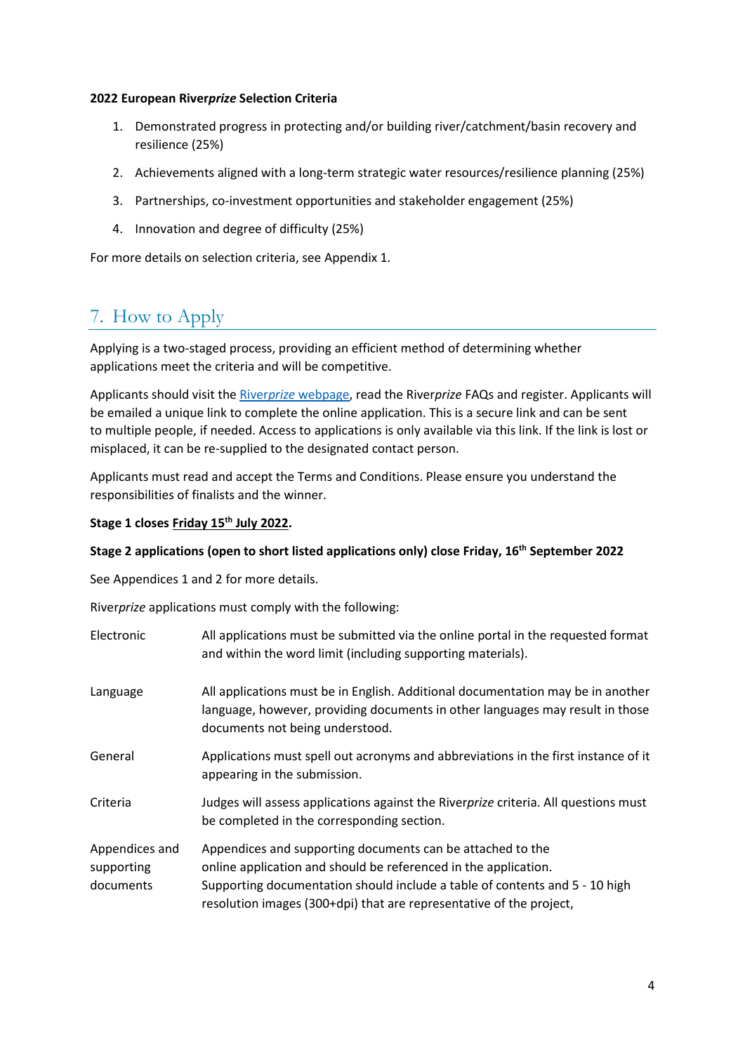**2022 European River*prize* Selection Criteria**

1. Demonstrated progress in protecting and/or building river/catchment/basin recovery and resilience (25%)
2. Achievements aligned with a long-term strategic water resources/resilience planning (25%)
3. Partnerships, co-investment opportunities and stakeholder engagement (25%)
4. Innovation and degree of difficulty (25%)

For more details on selection criteria, see Appendix 1.

## 7. How to Apply

Applying is a two-staged process, providing an efficient method of determining whether applications meet the criteria and will be competitive.

Applicants should visit the River*prize* webpage, read the River*prize* FAQs and register. Applicants will be emailed a unique link to complete the online application. This is a secure link and can be sent to multiple people, if needed. Access to applications is only available via this link. If the link is lost or misplaced, it can be re-supplied to the designated contact person.

Applicants must read and accept the Terms and Conditions. Please ensure you understand the responsibilities of finalists and the winner.

**Stage 1 closes Friday 15th July 2022.**

**Stage 2 applications (open to short listed applications only) close Friday, 16th September 2022**

See Appendices 1 and 2 for more details.

River*prize* applications must comply with the following:

| | |
|---|---|
| Electronic | All applications must be submitted via the online portal in the requested format and within the word limit (including supporting materials). |
| Language | All applications must be in English. Additional documentation may be in another language, however, providing documents in other languages may result in those documents not being understood. |
| General | Applications must spell out acronyms and abbreviations in the first instance of it appearing in the submission. |
| Criteria | Judges will assess applications against the River*prize* criteria. All questions must be completed in the corresponding section. |
| Appendices and supporting documents | Appendices and supporting documents can be attached to the online application and should be referenced in the application. Supporting documentation should include a table of contents and 5 - 10 high resolution images (300+dpi) that are representative of the project, |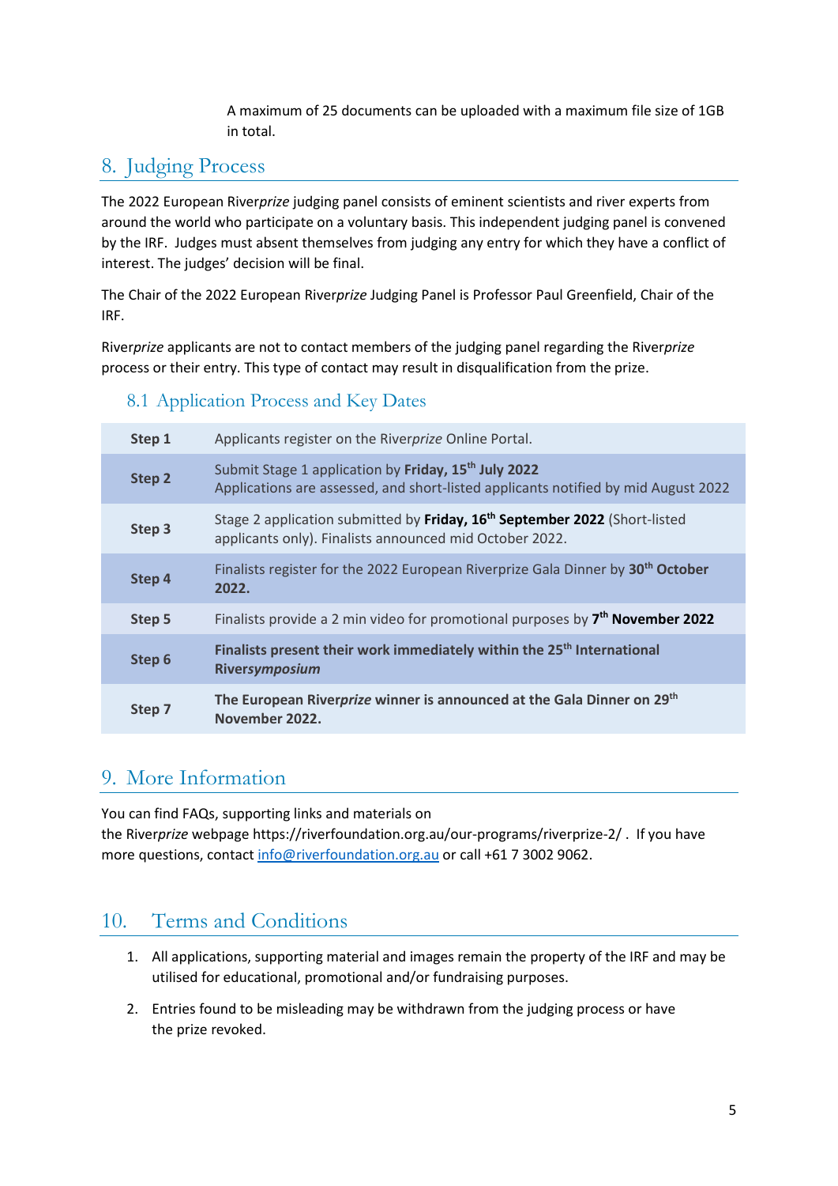A maximum of 25 documents can be uploaded with a maximum file size of 1GB in total.

## 8. Judging Process

The 2022 European River*prize* judging panel consists of eminent scientists and river experts from around the world who participate on a voluntary basis. This independent judging panel is convened by the IRF. Judges must absent themselves from judging any entry for which they have a conflict of interest. The judges' decision will be final.

The Chair of the 2022 European River*prize* Judging Panel is Professor Paul Greenfield, Chair of the IRF.

River*prize* applicants are not to contact members of the judging panel regarding the River*prize* process or their entry. This type of contact may result in disqualification from the prize.

### 8.1 Application Process and Key Dates

| | |
|---|---|
| **Step 1** | Applicants register on the River*prize* Online Portal. |
| **Step 2** | Submit Stage 1 application by **Friday, 15th July 2022**<br>Applications are assessed, and short-listed applicants notified by mid August 2022 |
| **Step 3** | Stage 2 application submitted by **Friday, 16th September 2022** (Short-listed applicants only). Finalists announced mid October 2022. |
| **Step 4** | Finalists register for the 2022 European Riverprize Gala Dinner by **30th October 2022.** |
| **Step 5** | Finalists provide a 2 min video for promotional purposes by **7th November 2022** |
| **Step 6** | **Finalists present their work immediately within the 25th International River*symposium*** |
| **Step 7** | **The European River*prize* winner is announced at the Gala Dinner on 29th November 2022.** |

## 9. More Information

You can find FAQs, supporting links and materials on the River*prize* webpage https://riverfoundation.org.au/our-programs/riverprize-2/ . If you have more questions, contact info@riverfoundation.org.au or call +61 7 3002 9062.

## 10. Terms and Conditions

1. All applications, supporting material and images remain the property of the IRF and may be utilised for educational, promotional and/or fundraising purposes.
2. Entries found to be misleading may be withdrawn from the judging process or have the prize revoked.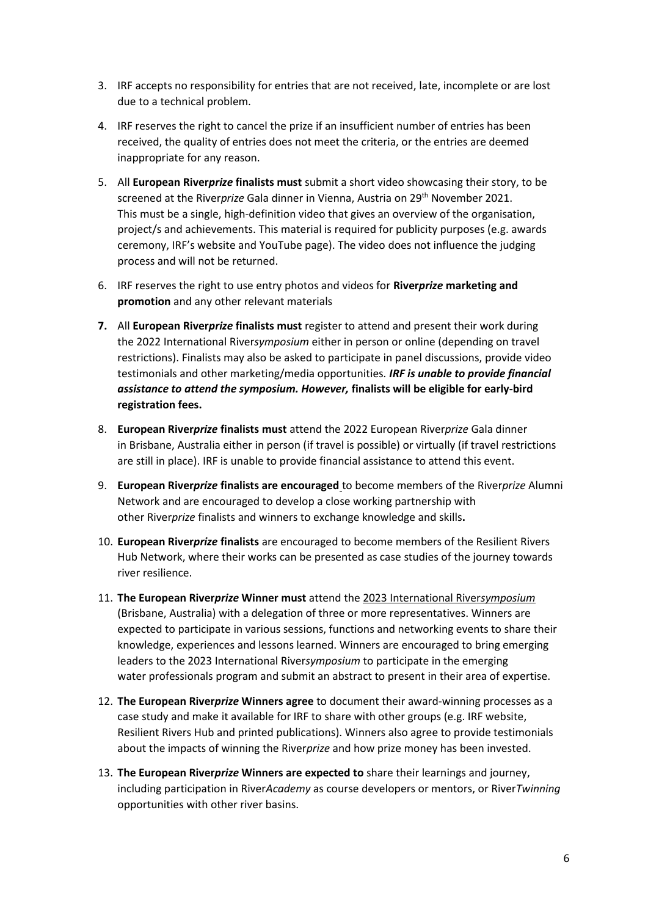3. IRF accepts no responsibility for entries that are not received, late, incomplete or are lost due to a technical problem.

4. IRF reserves the right to cancel the prize if an insufficient number of entries has been received, the quality of entries does not meet the criteria, or the entries are deemed inappropriate for any reason.

5. All **European River*prize* finalists must** submit a short video showcasing their story, to be screened at the River*prize* Gala dinner in Vienna, Austria on 29th November 2021. This must be a single, high-definition video that gives an overview of the organisation, project/s and achievements. This material is required for publicity purposes (e.g. awards ceremony, IRF's website and YouTube page). The video does not influence the judging process and will not be returned.

6. IRF reserves the right to use entry photos and videos for **River*prize* marketing and promotion** and any other relevant materials

7. All **European River*prize* finalists must** register to attend and present their work during the 2022 International River*symposium* either in person or online (depending on travel restrictions). Finalists may also be asked to participate in panel discussions, provide video testimonials and other marketing/media opportunities. ***IRF is unable to provide financial assistance to attend the symposium. However,*** **finalists will be eligible for early-bird registration fees.**

8. **European River*prize* finalists must** attend the 2022 European River*prize* Gala dinner in Brisbane, Australia either in person (if travel is possible) or virtually (if travel restrictions are still in place). IRF is unable to provide financial assistance to attend this event.

9. **European River*prize* finalists are encouraged** to become members of the River*prize* Alumni Network and are encouraged to develop a close working partnership with other River*prize* finalists and winners to exchange knowledge and skills**.**

10. **European River*prize* finalists** are encouraged to become members of the Resilient Rivers Hub Network, where their works can be presented as case studies of the journey towards river resilience.

11. **The European River*prize* Winner must** attend the 2023 International River*symposium* (Brisbane, Australia) with a delegation of three or more representatives. Winners are expected to participate in various sessions, functions and networking events to share their knowledge, experiences and lessons learned. Winners are encouraged to bring emerging leaders to the 2023 International River*symposium* to participate in the emerging water professionals program and submit an abstract to present in their area of expertise.

12. **The European River*prize* Winners agree** to document their award-winning processes as a case study and make it available for IRF to share with other groups (e.g. IRF website, Resilient Rivers Hub and printed publications). Winners also agree to provide testimonials about the impacts of winning the River*prize* and how prize money has been invested.

13. **The European River*prize* Winners are expected to** share their learnings and journey, including participation in River*Academy* as course developers or mentors, or River*Twinning* opportunities with other river basins.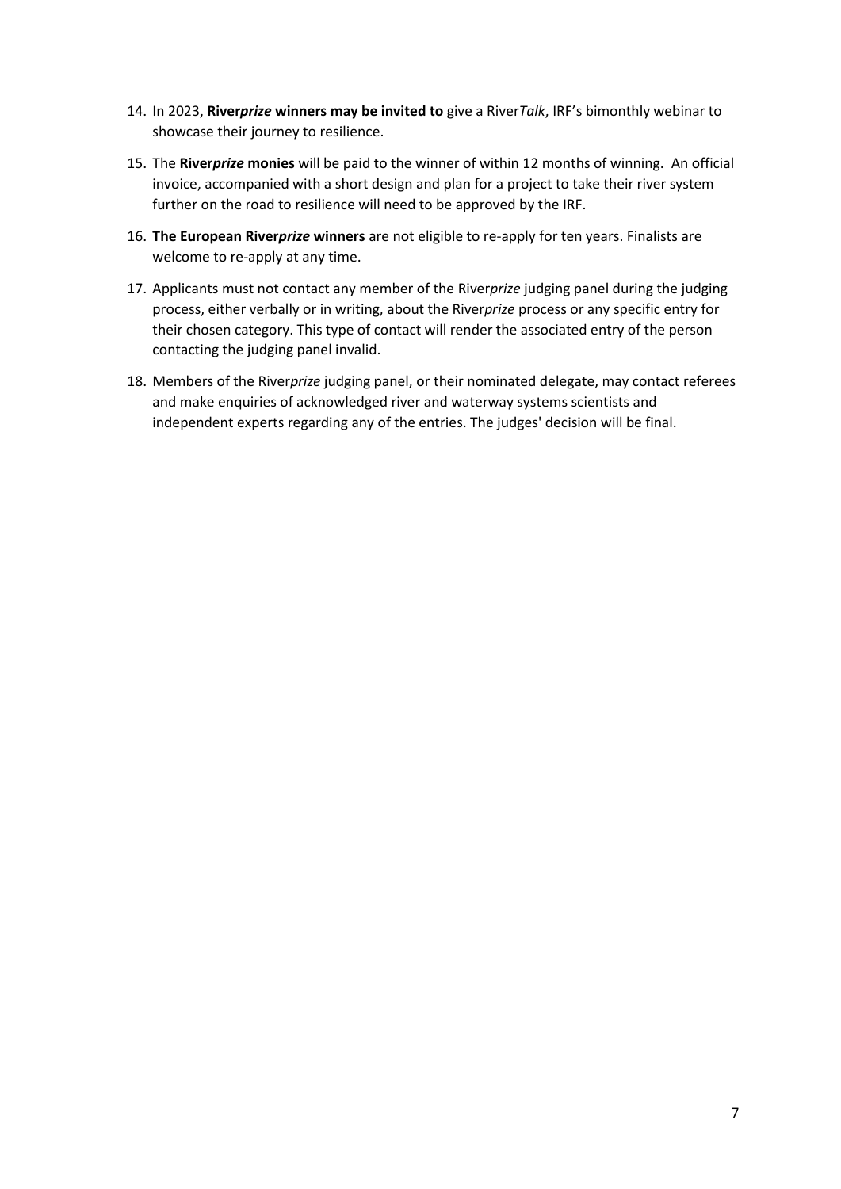14. In 2023, **River*prize* winners may be invited to** give a River*Talk*, IRF's bimonthly webinar to showcase their journey to resilience.

15. The **River*prize* monies** will be paid to the winner of within 12 months of winning. An official invoice, accompanied with a short design and plan for a project to take their river system further on the road to resilience will need to be approved by the IRF.

16. **The European River*prize* winners** are not eligible to re-apply for ten years. Finalists are welcome to re-apply at any time.

17. Applicants must not contact any member of the River*prize* judging panel during the judging process, either verbally or in writing, about the River*prize* process or any specific entry for their chosen category. This type of contact will render the associated entry of the person contacting the judging panel invalid.

18. Members of the River*prize* judging panel, or their nominated delegate, may contact referees and make enquiries of acknowledged river and waterway systems scientists and independent experts regarding any of the entries. The judges' decision will be final.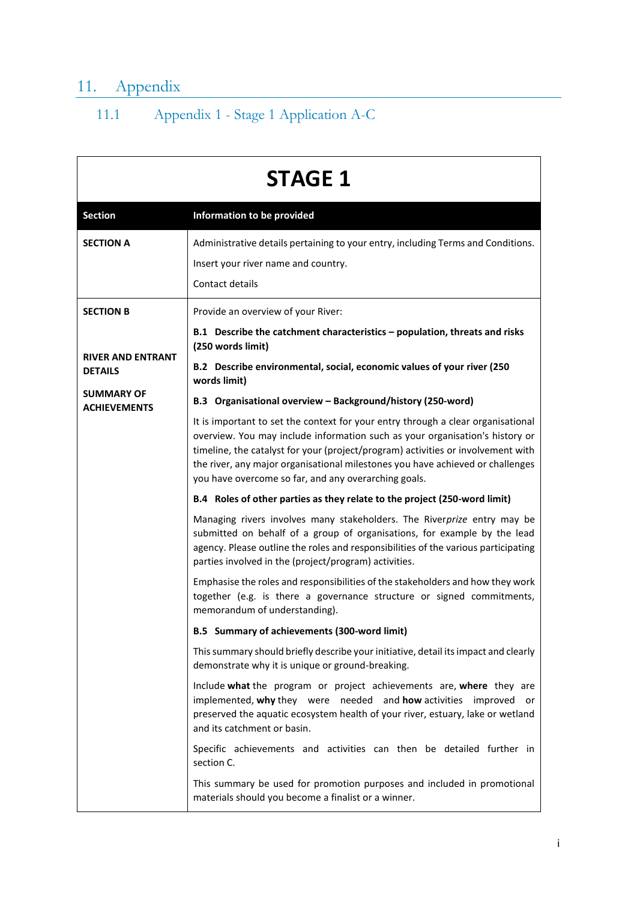# 11. Appendix

## 11.1 Appendix 1 - Stage 1 Application A-C

| STAGE 1 | |
|---|---|
| **Section** | **Information to be provided** |
| **SECTION A** | Administrative details pertaining to your entry, including Terms and Conditions.<br><br>Insert your river name and country.<br><br>Contact details |
| **SECTION B**<br><br>**RIVER AND ENTRANT DETAILS**<br><br>**SUMMARY OF ACHIEVEMENTS** | Provide an overview of your River:<br><br>**B.1 Describe the catchment characteristics – population, threats and risks (250 words limit)**<br><br>**B.2 Describe environmental, social, economic values of your river (250 words limit)**<br><br>**B.3 Organisational overview – Background/history (250-word)**<br><br>It is important to set the context for your entry through a clear organisational overview. You may include information such as your organisation's history or timeline, the catalyst for your (project/program) activities or involvement with the river, any major organisational milestones you have achieved or challenges you have overcome so far, and any overarching goals.<br><br>**B.4 Roles of other parties as they relate to the project (250-word limit)**<br><br>Managing rivers involves many stakeholders. The River*prize* entry may be submitted on behalf of a group of organisations, for example by the lead agency. Please outline the roles and responsibilities of the various participating parties involved in the (project/program) activities.<br><br>Emphasise the roles and responsibilities of the stakeholders and how they work together (e.g. is there a governance structure or signed commitments, memorandum of understanding).<br><br>**B.5 Summary of achievements (300-word limit)**<br><br>This summary should briefly describe your initiative, detail its impact and clearly demonstrate why it is unique or ground-breaking.<br><br>Include **what** the program or project achievements are, **where** they are implemented, **why** they were needed and **how** activities improved or preserved the aquatic ecosystem health of your river, estuary, lake or wetland and its catchment or basin.<br><br>Specific achievements and activities can then be detailed further in section C.<br><br>This summary be used for promotion purposes and included in promotional materials should you become a finalist or a winner. |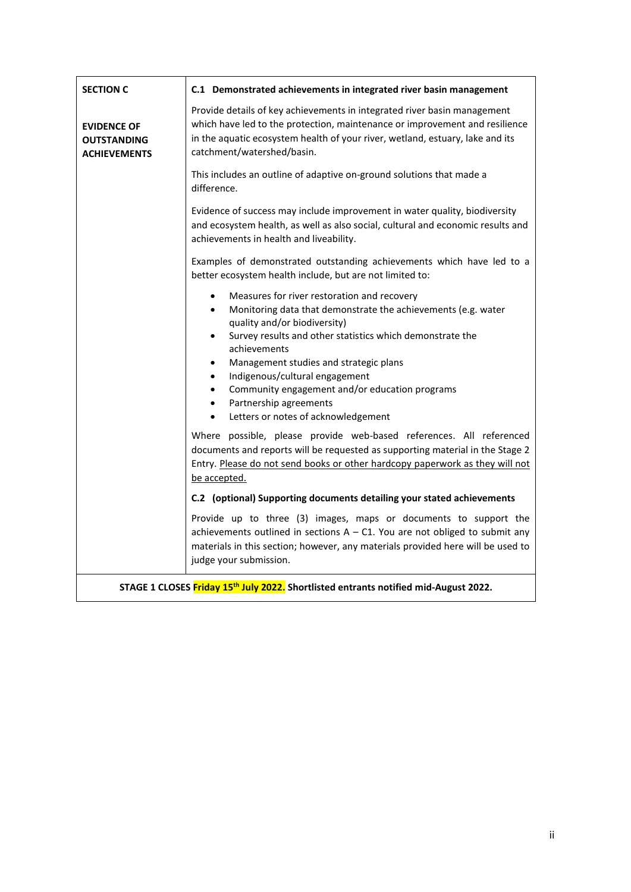| **SECTION C**<br><br>**EVIDENCE OF OUTSTANDING ACHIEVEMENTS** | **C.1 Demonstrated achievements in integrated river basin management**<br><br>Provide details of key achievements in integrated river basin management which have led to the protection, maintenance or improvement and resilience in the aquatic ecosystem health of your river, wetland, estuary, lake and its catchment/watershed/basin.<br><br>This includes an outline of adaptive on-ground solutions that made a difference.<br><br>Evidence of success may include improvement in water quality, biodiversity and ecosystem health, as well as also social, cultural and economic results and achievements in health and liveability.<br><br>Examples of demonstrated outstanding achievements which have led to a better ecosystem health include, but are not limited to:<br><br>• Measures for river restoration and recovery<br>• Monitoring data that demonstrate the achievements (e.g. water quality and/or biodiversity)<br>• Survey results and other statistics which demonstrate the achievements<br>• Management studies and strategic plans<br>• Indigenous/cultural engagement<br>• Community engagement and/or education programs<br>• Partnership agreements<br>• Letters or notes of acknowledgement<br><br>Where possible, please provide web-based references. All referenced documents and reports will be requested as supporting material in the Stage 2 Entry. Please do not send books or other hardcopy paperwork as they will not be accepted.<br><br>**C.2 (optional) Supporting documents detailing your stated achievements**<br><br>Provide up to three (3) images, maps or documents to support the achievements outlined in sections A – C1. You are not obliged to submit any materials in this section; however, any materials provided here will be used to judge your submission. |
|---|---|
| **STAGE 1 CLOSES Friday 15th July 2022. Shortlisted entrants notified mid-August 2022.** | |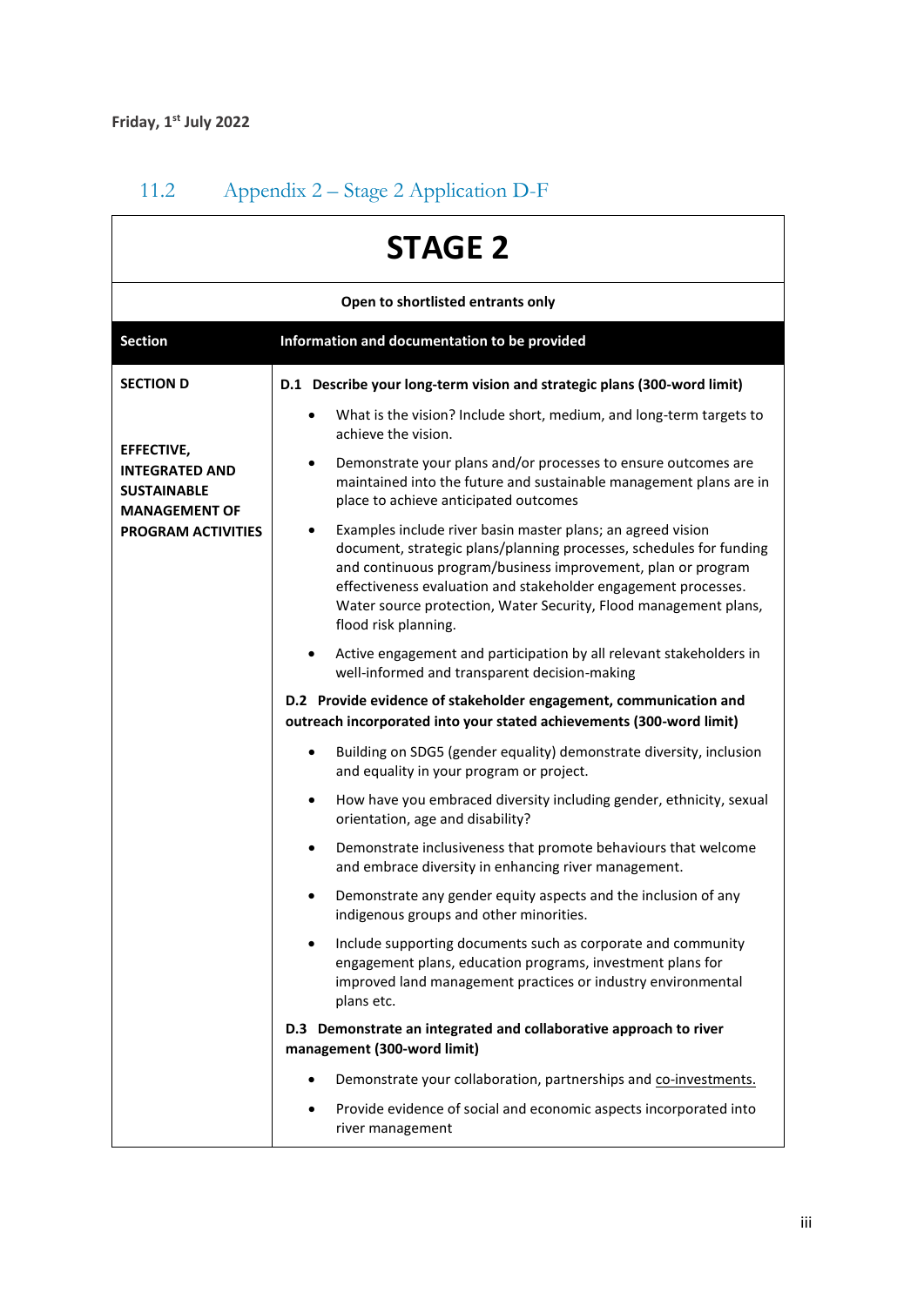Friday, 1st July 2022

## 11.2 Appendix 2 – Stage 2 Application D-F

| STAGE 2 | |
|---|---|
| **Open to shortlisted entrants only** | |
| **Section** | **Information and documentation to be provided** |
| **SECTION D**<br><br>**EFFECTIVE, INTEGRATED AND SUSTAINABLE MANAGEMENT OF PROGRAM ACTIVITIES** | **D.1 Describe your long-term vision and strategic plans (300-word limit)**<br>• What is the vision? Include short, medium, and long-term targets to achieve the vision.<br>• Demonstrate your plans and/or processes to ensure outcomes are maintained into the future and sustainable management plans are in place to achieve anticipated outcomes<br>• Examples include river basin master plans; an agreed vision document, strategic plans/planning processes, schedules for funding and continuous program/business improvement, plan or program effectiveness evaluation and stakeholder engagement processes. Water source protection, Water Security, Flood management plans, flood risk planning.<br>• Active engagement and participation by all relevant stakeholders in well-informed and transparent decision-making<br>**D.2 Provide evidence of stakeholder engagement, communication and outreach incorporated into your stated achievements (300-word limit)**<br>• Building on SDG5 (gender equality) demonstrate diversity, inclusion and equality in your program or project.<br>• How have you embraced diversity including gender, ethnicity, sexual orientation, age and disability?<br>• Demonstrate inclusiveness that promote behaviours that welcome and embrace diversity in enhancing river management.<br>• Demonstrate any gender equity aspects and the inclusion of any indigenous groups and other minorities.<br>• Include supporting documents such as corporate and community engagement plans, education programs, investment plans for improved land management practices or industry environmental plans etc.<br>**D.3 Demonstrate an integrated and collaborative approach to river management (300-word limit)**<br>• Demonstrate your collaboration, partnerships and co-investments.<br>• Provide evidence of social and economic aspects incorporated into river management |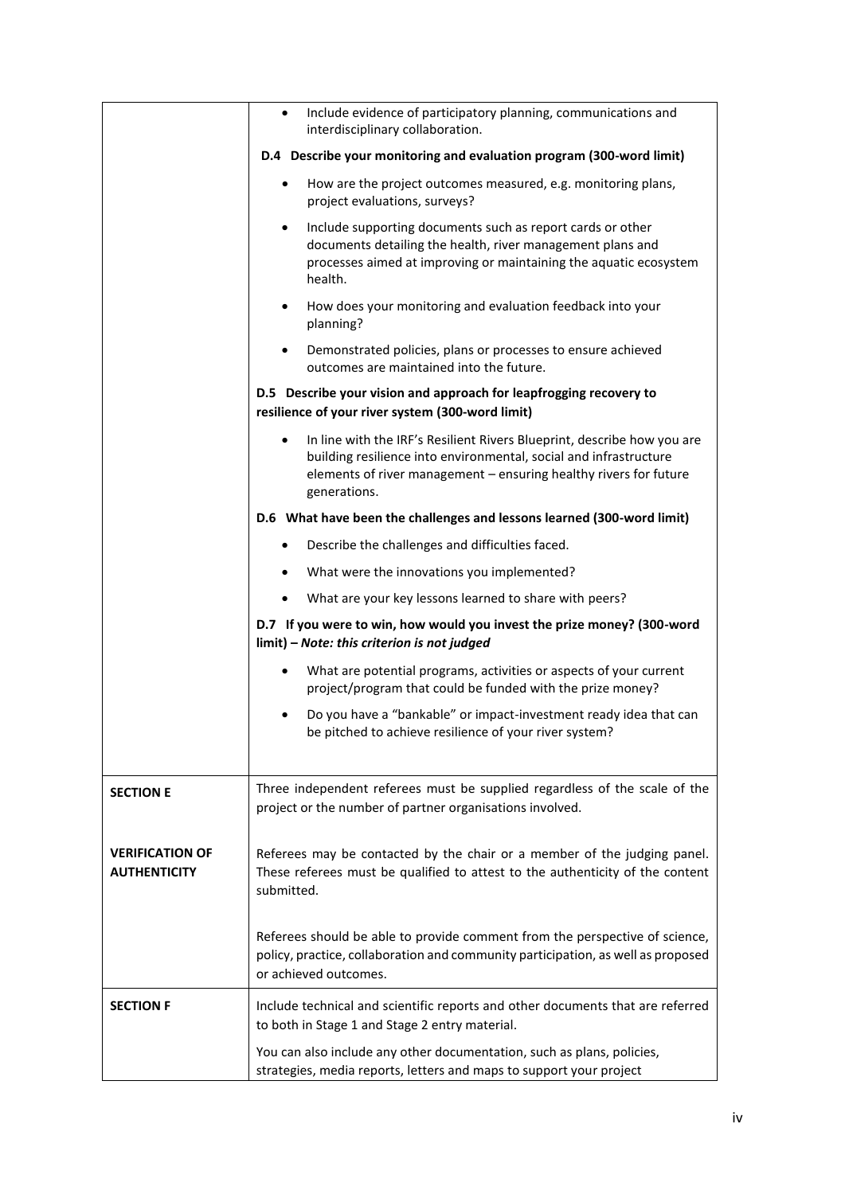| | |
|---|---|
| | • Include evidence of participatory planning, communications and interdisciplinary collaboration.<br><br>**D.4 Describe your monitoring and evaluation program (300-word limit)**<br><br>• How are the project outcomes measured, e.g. monitoring plans, project evaluations, surveys?<br>• Include supporting documents such as report cards or other documents detailing the health, river management plans and processes aimed at improving or maintaining the aquatic ecosystem health.<br>• How does your monitoring and evaluation feedback into your planning?<br>• Demonstrated policies, plans or processes to ensure achieved outcomes are maintained into the future.<br><br>**D.5 Describe your vision and approach for leapfrogging recovery to resilience of your river system (300-word limit)**<br><br>• In line with the IRF's Resilient Rivers Blueprint, describe how you are building resilience into environmental, social and infrastructure elements of river management – ensuring healthy rivers for future generations.<br><br>**D.6 What have been the challenges and lessons learned (300-word limit)**<br><br>• Describe the challenges and difficulties faced.<br>• What were the innovations you implemented?<br>• What are your key lessons learned to share with peers?<br><br>**D.7 If you were to win, how would you invest the prize money? (300-word limit) – *Note: this criterion is not judged***<br><br>• What are potential programs, activities or aspects of your current project/program that could be funded with the prize money?<br>• Do you have a "bankable" or impact-investment ready idea that can be pitched to achieve resilience of your river system? |
| **SECTION E**<br><br>**VERIFICATION OF AUTHENTICITY** | Three independent referees must be supplied regardless of the scale of the project or the number of partner organisations involved.<br><br>Referees may be contacted by the chair or a member of the judging panel. These referees must be qualified to attest to the authenticity of the content submitted.<br><br>Referees should be able to provide comment from the perspective of science, policy, practice, collaboration and community participation, as well as proposed or achieved outcomes. |
| **SECTION F** | Include technical and scientific reports and other documents that are referred to both in Stage 1 and Stage 2 entry material.<br><br>You can also include any other documentation, such as plans, policies, strategies, media reports, letters and maps to support your project |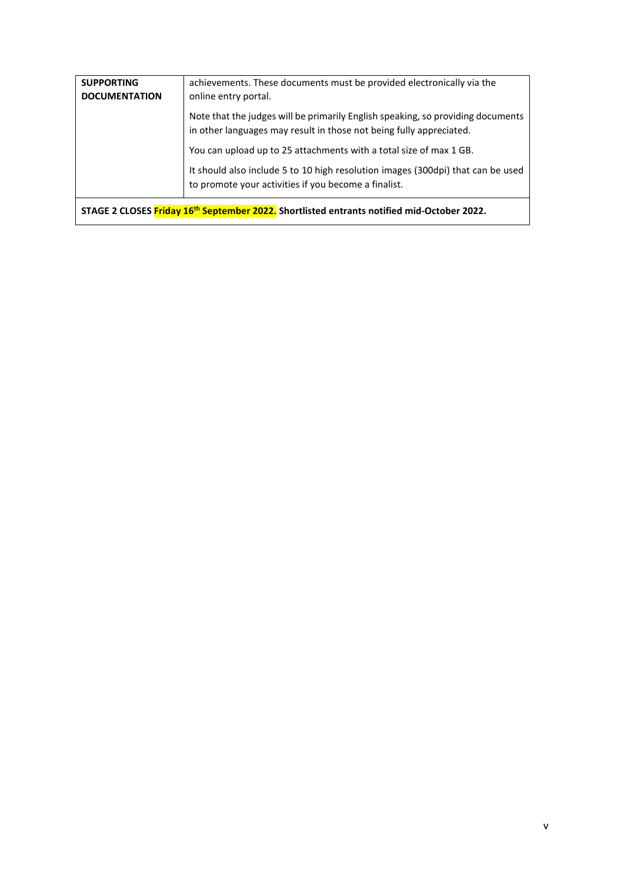| | |
|---|---|
| **SUPPORTING DOCUMENTATION** | achievements. These documents must be provided electronically via the online entry portal.<br><br>Note that the judges will be primarily English speaking, so providing documents in other languages may result in those not being fully appreciated.<br><br>You can upload up to 25 attachments with a total size of max 1 GB.<br><br>It should also include 5 to 10 high resolution images (300dpi) that can be used to promote your activities if you become a finalist. |
| **STAGE 2 CLOSES Friday 16th September 2022. Shortlisted entrants notified mid-October 2022.** | |